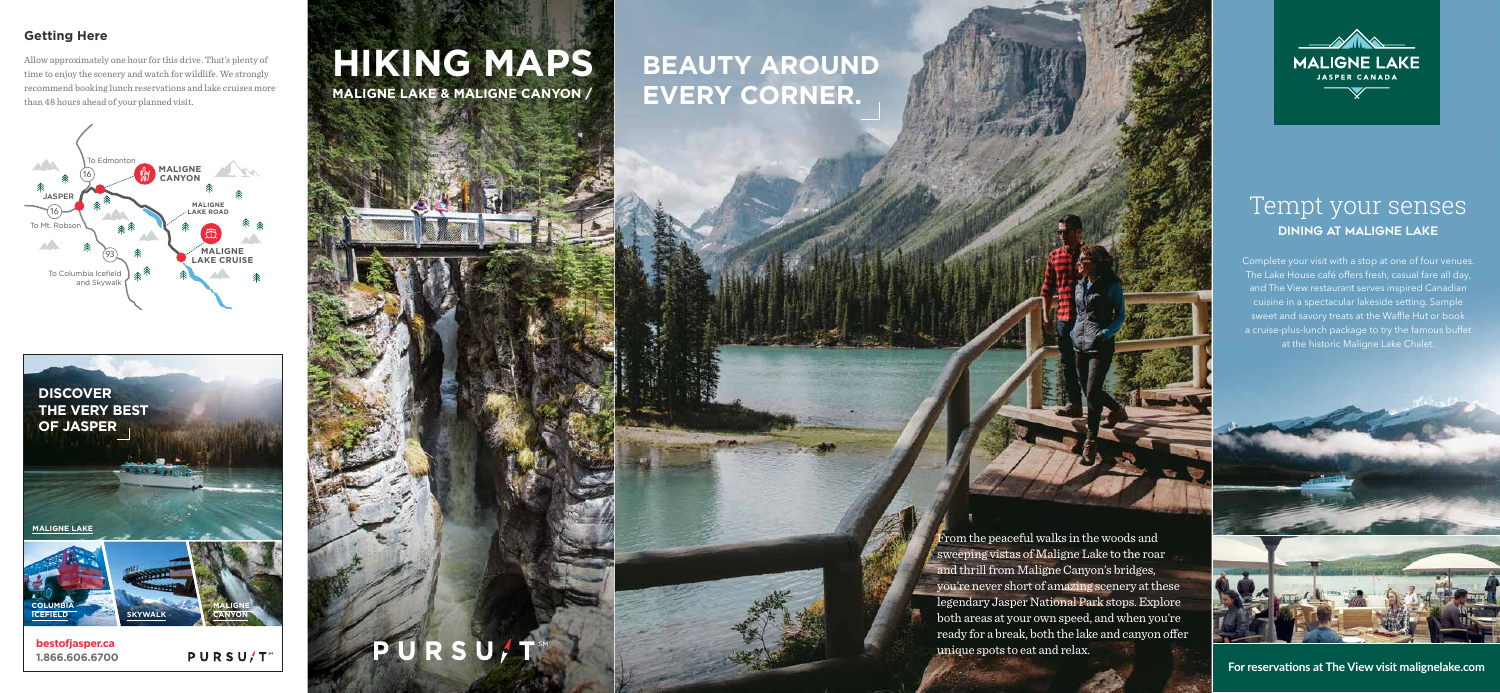## Getting Here

Allow approximately one hour for this drive. That's plenty of time to enjoy the scenery and watch for wildlife. We strongly recommend booking lunch reservations and lake cruises more than 48 hours ahead of your planned visit.

To Edmonton
16
MALIGNE CANYON
JASPER
16
MALIGNE LAKE ROAD
To Mt. Robson
93
MALIGNE LAKE CRUISE
To Columbia Icefield and Skywalk

**DISCOVER THE VERY BEST OF JASPER**

MALIGNE LAKE

COLUMBIA ICEFIELD

SKYWALK

MALIGNE CANYON

**bestofjasper.ca**
**1.866.606.6700**

PURSUIT

# HIKING MAPS

**MALIGNE LAKE & MALIGNE CANYON /**

PURSUIT℠

# BEAUTY AROUND EVERY CORNER.

From the peaceful walks in the woods and sweeping vistas of Maligne Lake to the roar and thrill from Maligne Canyon's bridges, you're never short of amazing scenery at these legendary Jasper National Park stops. Explore both areas at your own speed, and when you're ready for a break, both the lake and canyon offer unique spots to eat and relax.

MALIGNE LAKE
JASPER CANADA

## Tempt your senses

**DINING AT MALIGNE LAKE**

Complete your visit with a stop at one of four venues. The Lake House café offers fresh, casual fare all day, and The View restaurant serves inspired Canadian cuisine in a spectacular lakeside setting. Sample sweet and savory treats at the Waffle Hut or book a cruise-plus-lunch package to try the famous buffet at the historic Maligne Lake Chalet.

**For reservations at The View visit malignelake.com**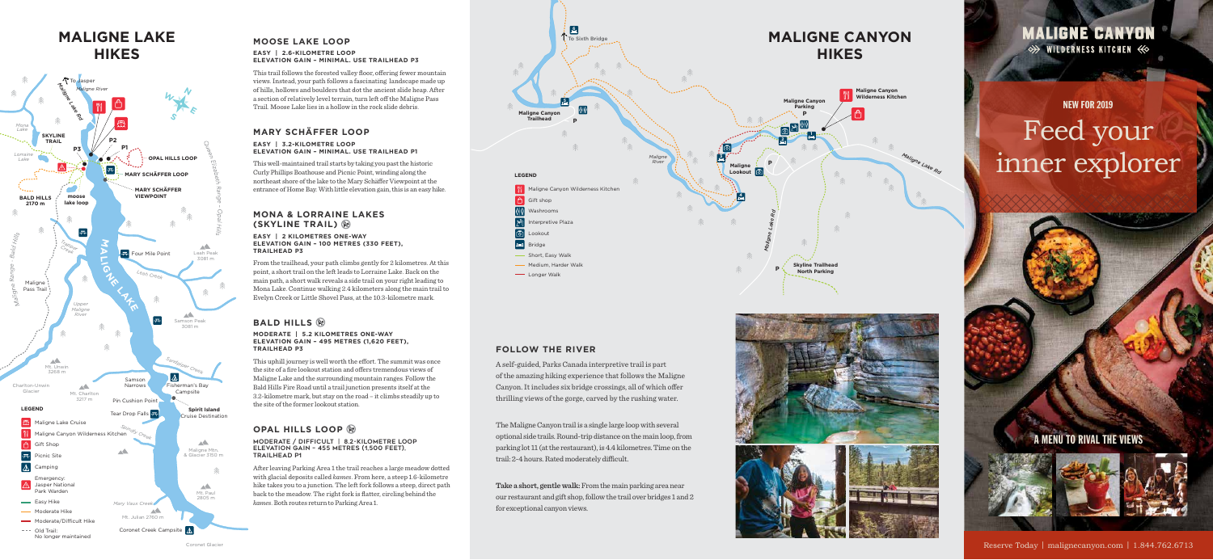# MALIGNE LAKE HIKES

To Jasper
Maligne River
Maligne Lake Rd
Mona Lake
SKYLINE TRAIL
Lorraine Lake
P3
P2
P1
OPAL HILLS LOOP
MARY SCHÄFFER LOOP
MARY SCHÄFFER VIEWPOINT
BALD HILLS 2170 m
moose lake loop
Queen Elizabeth Range - Opal Hills
Maligne Range - Bald Hills
Trapper Creek
Maligne Pass Trail
MALIGNE LAKE
Four Mile Point
Leah Peak 3081 m
Leah Creek
Upper Maligne River
Samson Peak 3081 m
Sandpiper Creek
Mt. Unwin 3268 m
Charlton-Unwin Glacier
Mt. Charlton 3217 m
Samson Narrows
Fisherman's Bay Campsite
Pin Cushion Point
Tear Drop Falls
Spirit Island Cruise Destination
Spindle Creek
Maligne Mtn. & Glacier 3150 m
Mt. Paul 2805 m
Mary Vaux Creek
Mt. Julian 2760 m
Coronet Creek Campsite
Coronet Glacier

**LEGEND**

- Maligne Lake Cruise
- Maligne Canyon Wilderness Kitchen
- Gift Shop
- Picnic Site
- Camping
- Emergency: Jasper National Park Warden
- Easy Hike
- Moderate Hike
- Moderate/Difficult Hike
- Old Trail: No longer maintained

## MOOSE LAKE LOOP

**EASY | 2.6-KILOMETRE LOOP**
**ELEVATION GAIN – MINIMAL. USE TRAILHEAD P3**

This trail follows the forested valley floor, offering fewer mountain views. Instead, your path follows a fascinating landscape made up of hills, hollows and boulders that dot the ancient slide heap. After a section of relatively level terrain, turn left off the Maligne Pass Trail. Moose Lake lies in a hollow in the rock slide debris.

## MARY SCHÄFFER LOOP

**EASY | 3.2-KILOMETRE LOOP**
**ELEVATION GAIN – MINIMAL. USE TRAILHEAD P1**

This well-maintained trail starts by taking you past the historic Curly Phillips Boathouse and Picnic Point, winding along the northeast shore of the lake to the Mary Schäffer Viewpoint at the entrance of Home Bay. With little elevation gain, this is an easy hike.

## MONA & LORRAINE LAKES (SKYLINE TRAIL)

**EASY | 2 KILOMETRES ONE-WAY**
**ELEVATION GAIN – 100 METRES (330 FEET), TRAILHEAD P3**

From the trailhead, your path climbs gently for 2 kilometres. At this point, a short trail on the left leads to Lorraine Lake. Back on the main path, a short walk reveals a side trail on your right leading to Mona Lake. Continue walking 2.4 kilometers along the main trail to Evelyn Creek or Little Shovel Pass, at the 10.3-kilometre mark.

## BALD HILLS

**MODERATE | 5.2 KILOMETRES ONE-WAY**
**ELEVATION GAIN – 495 METRES (1,620 FEET), TRAILHEAD P3**

This uphill journey is well worth the effort. The summit was once the site of a fire lookout station and offers tremendous views of Maligne Lake and the surrounding mountain ranges. Follow the Bald Hills Fire Road until a trail junction presents itself at the 3.2-kilometre mark, but stay on the road – it climbs steadily up to the site of the former lookout station.

## OPAL HILLS LOOP

**MODERATE / DIFFICULT | 8.2-KILOMETRE LOOP**
**ELEVATION GAIN – 455 METRES (1,500 FEET), TRAILHEAD P1**

After leaving Parking Area 1 the trail reaches a large meadow dotted with glacial deposits called *kames*. From here, a steep 1.6-kilometre hike takes you to a junction. The left fork follows a steep, direct path back to the meadow. The right fork is flatter, circling behind the *kames*. Both routes return to Parking Area 1.

# MALIGNE CANYON HIKES

To Sixth Bridge
Maligne Canyon Trailhead
Maligne River
Maligne Canyon Parking
Maligne Canyon Wilderness Kitchen
Maligne Lookout
Maligne Lake Rd
Skyline Trailhead North Parking

**LEGEND**

- Maligne Canyon Wilderness Kitchen
- Gift shop
- Washrooms
- Interpretive Plaza
- Lookout
- Bridge
- Short, Easy Walk
- Medium, Harder Walk
- Longer Walk

## FOLLOW THE RIVER

A self-guided, Parks Canada interpretive trail is part of the amazing hiking experience that follows the Maligne Canyon. It includes six bridge crossings, all of which offer thrilling views of the gorge, carved by the rushing water.

The Maligne Canyon trail is a single large loop with several optional side trails. Round-trip distance on the main loop, from parking lot 11 (at the restaurant), is 4.4 kilometres. Time on the trail: 2–4 hours. Rated moderately difficult.

**Take a short, gentle walk:** From the main parking area near our restaurant and gift shop, follow the trail over bridges 1 and 2 for exceptional canyon views.

# MALIGNE CANYON

WILDERNESS KITCHEN

**NEW FOR 2019**

# Feed your inner explorer

**A MENU TO RIVAL THE VIEWS**

Reserve Today | malignecanyon.com | 1.844.762.6713